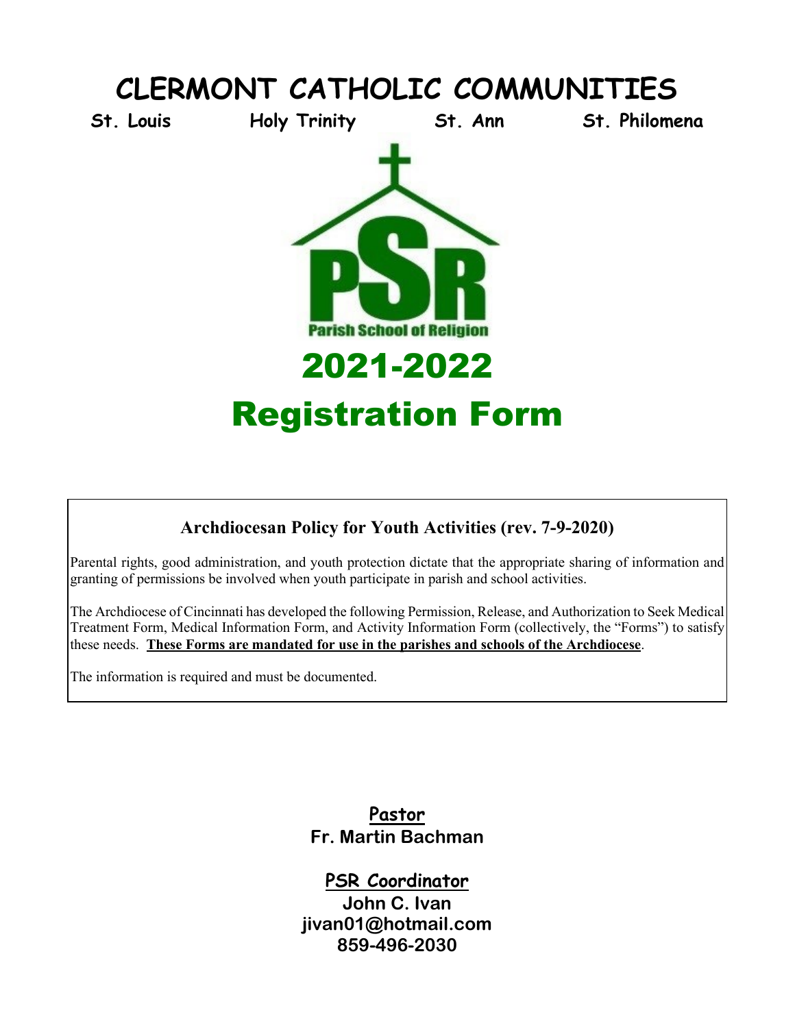# CLERMONT CATHOLIC COMMUNITIES

**St. Louis** **Holy Trinity** **St. Ann** **St. Philomena**

PSR

Parish School of Religion

# 2021-2022

# Registration Form

## Archdiocesan Policy for Youth Activities (rev. 7-9-2020)

Parental rights, good administration, and youth protection dictate that the appropriate sharing of information and granting of permissions be involved when youth participate in parish and school activities.

The Archdiocese of Cincinnati has developed the following Permission, Release, and Authorization to Seek Medical Treatment Form, Medical Information Form, and Activity Information Form (collectively, the "Forms") to satisfy these needs. **These Forms are mandated for use in the parishes and schools of the Archdiocese**.

The information is required and must be documented.

**Pastor**
**Fr. Martin Bachman**

**PSR Coordinator**
**John C. Ivan**
**jivan01@hotmail.com**
**859-496-2030**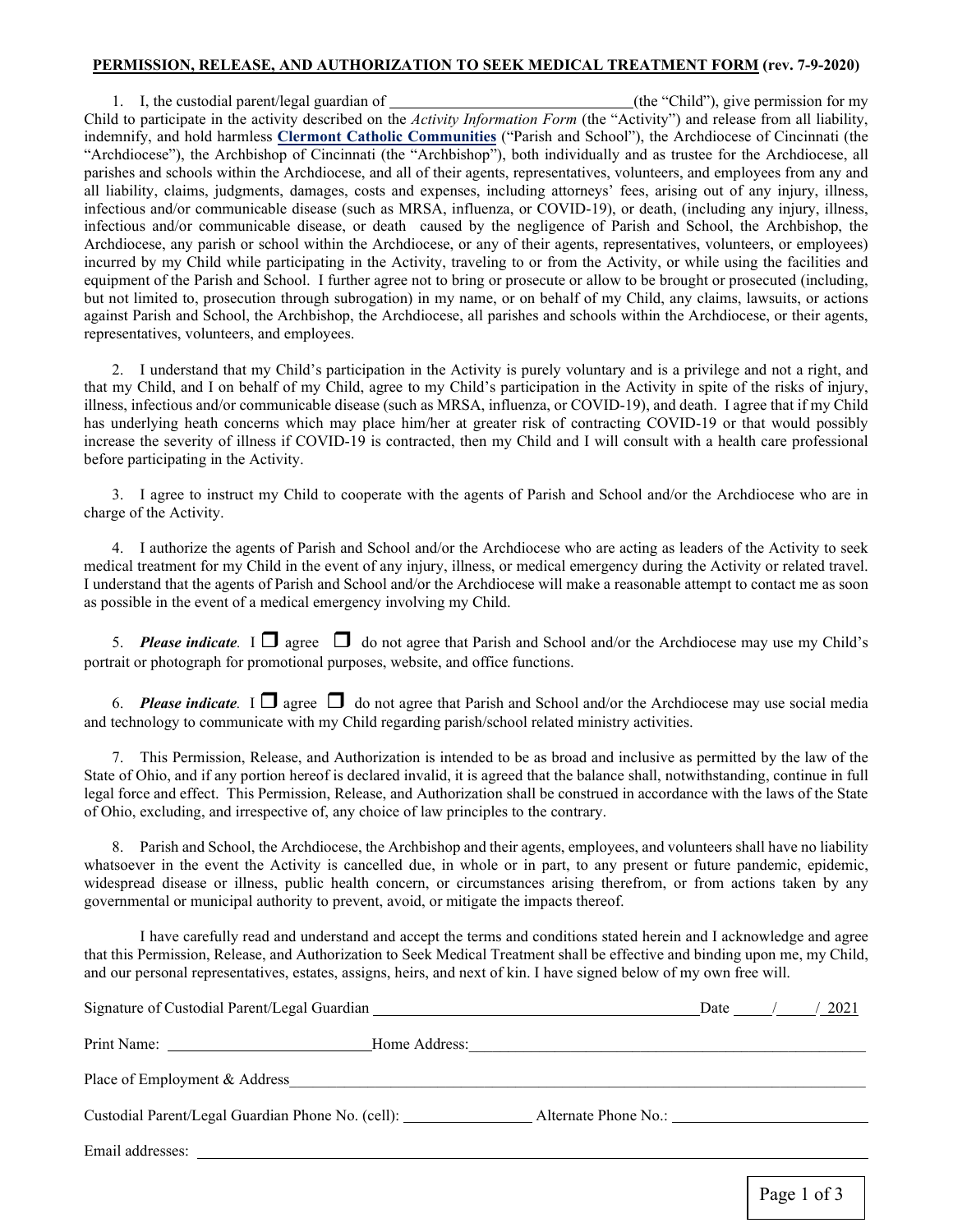**PERMISSION, RELEASE, AND AUTHORIZATION TO SEEK MEDICAL TREATMENT FORM (rev. 7-9-2020)**

1. I, the custodial parent/legal guardian of ______________________________(the "Child"), give permission for my Child to participate in the activity described on the *Activity Information Form* (the "Activity") and release from all liability, indemnify, and hold harmless **Clermont Catholic Communities** ("Parish and School"), the Archdiocese of Cincinnati (the "Archdiocese"), the Archbishop of Cincinnati (the "Archbishop"), both individually and as trustee for the Archdiocese, all parishes and schools within the Archdiocese, and all of their agents, representatives, volunteers, and employees from any and all liability, claims, judgments, damages, costs and expenses, including attorneys' fees, arising out of any injury, illness, infectious and/or communicable disease (such as MRSA, influenza, or COVID-19), or death, (including any injury, illness, infectious and/or communicable disease, or death caused by the negligence of Parish and School, the Archbishop, the Archdiocese, any parish or school within the Archdiocese, or any of their agents, representatives, volunteers, or employees) incurred by my Child while participating in the Activity, traveling to or from the Activity, or while using the facilities and equipment of the Parish and School. I further agree not to bring or prosecute or allow to be brought or prosecuted (including, but not limited to, prosecution through subrogation) in my name, or on behalf of my Child, any claims, lawsuits, or actions against Parish and School, the Archbishop, the Archdiocese, all parishes and schools within the Archdiocese, or their agents, representatives, volunteers, and employees.

2. I understand that my Child's participation in the Activity is purely voluntary and is a privilege and not a right, and that my Child, and I on behalf of my Child, agree to my Child's participation in the Activity in spite of the risks of injury, illness, infectious and/or communicable disease (such as MRSA, influenza, or COVID-19), and death. I agree that if my Child has underlying heath concerns which may place him/her at greater risk of contracting COVID-19 or that would possibly increase the severity of illness if COVID-19 is contracted, then my Child and I will consult with a health care professional before participating in the Activity.

3. I agree to instruct my Child to cooperate with the agents of Parish and School and/or the Archdiocese who are in charge of the Activity.

4. I authorize the agents of Parish and School and/or the Archdiocese who are acting as leaders of the Activity to seek medical treatment for my Child in the event of any injury, illness, or medical emergency during the Activity or related travel. I understand that the agents of Parish and School and/or the Archdiocese will make a reasonable attempt to contact me as soon as possible in the event of a medical emergency involving my Child.

5. ***Please indicate.*** I ☐ agree ☐ do not agree that Parish and School and/or the Archdiocese may use my Child's portrait or photograph for promotional purposes, website, and office functions.

6. ***Please indicate.*** I ☐ agree ☐ do not agree that Parish and School and/or the Archdiocese may use social media and technology to communicate with my Child regarding parish/school related ministry activities.

7. This Permission, Release, and Authorization is intended to be as broad and inclusive as permitted by the law of the State of Ohio, and if any portion hereof is declared invalid, it is agreed that the balance shall, notwithstanding, continue in full legal force and effect. This Permission, Release, and Authorization shall be construed in accordance with the laws of the State of Ohio, excluding, and irrespective of, any choice of law principles to the contrary.

8. Parish and School, the Archdiocese, the Archbishop and their agents, employees, and volunteers shall have no liability whatsoever in the event the Activity is cancelled due, in whole or in part, to any present or future pandemic, epidemic, widespread disease or illness, public health concern, or circumstances arising therefrom, or from actions taken by any governmental or municipal authority to prevent, avoid, or mitigate the impacts thereof.

I have carefully read and understand and accept the terms and conditions stated herein and I acknowledge and agree that this Permission, Release, and Authorization to Seek Medical Treatment shall be effective and binding upon me, my Child, and our personal representatives, estates, assigns, heirs, and next of kin. I have signed below of my own free will.

Signature of Custodial Parent/Legal Guardian ________________________________ Date ____/____/ 2021

Print Name: ______________________ Home Address: ____________________________________________

Place of Employment & Address ______________________________________________________________

Custodial Parent/Legal Guardian Phone No. (cell): ______________ Alternate Phone No.: ___________________

Email addresses: ___________________________________________________________________________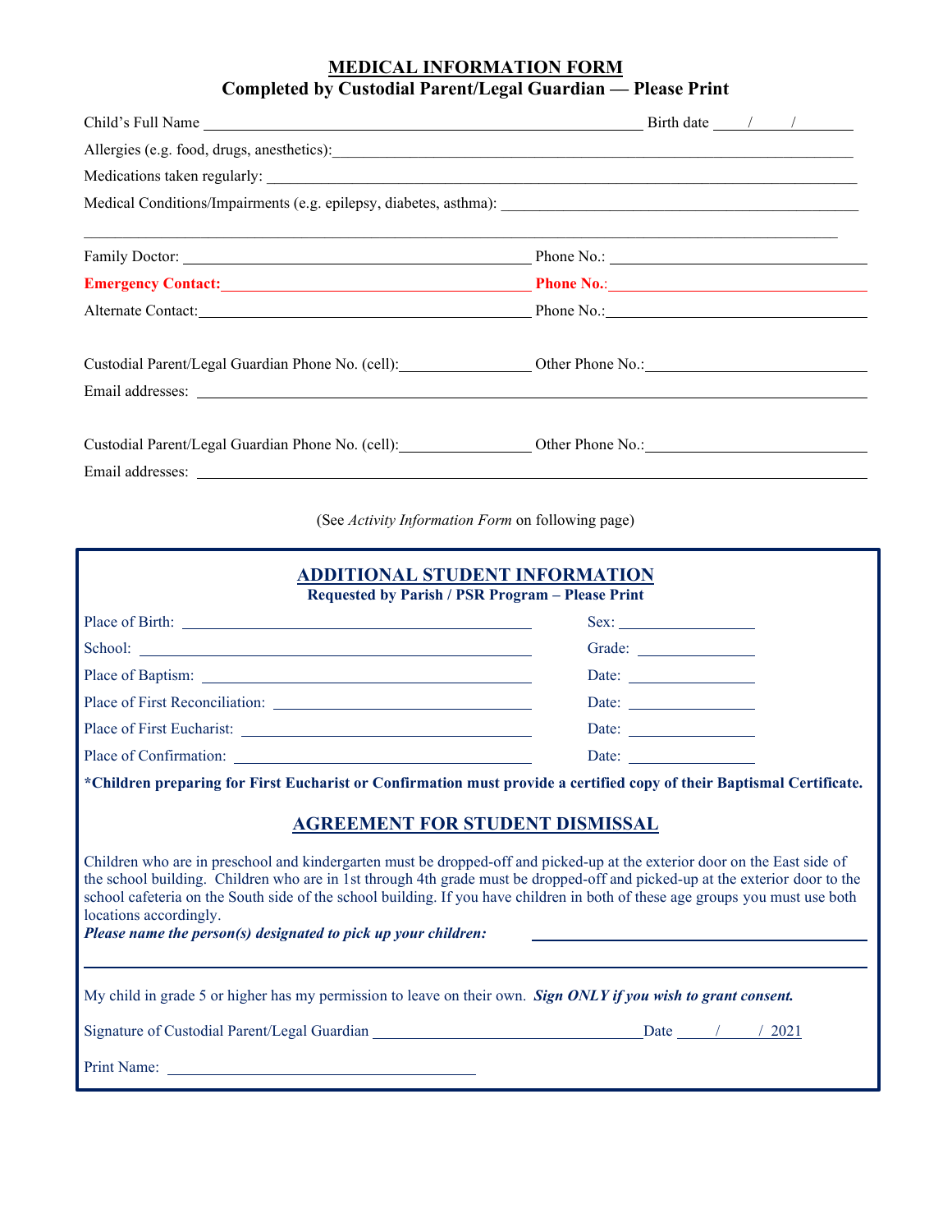# MEDICAL INFORMATION FORM

**Completed by Custodial Parent/Legal Guardian — Please Print**

Child's Full Name ______________________________ Birth date ____/____/________

Allergies (e.g. food, drugs, anesthetics):______________________________

Medications taken regularly: ______________________________

Medical Conditions/Impairments (e.g. epilepsy, diabetes, asthma): ______________________________

______________________________

Family Doctor: ______________________________ Phone No.: ______________________________

**Emergency Contact:**______________________________ **Phone No.**:______________________________

Alternate Contact:______________________________ Phone No.:______________________________

Custodial Parent/Legal Guardian Phone No. (cell):________________ Other Phone No.:______________________________

Email addresses: ______________________________

Custodial Parent/Legal Guardian Phone No. (cell):________________ Other Phone No.:______________________________

Email addresses: ______________________________

(See *Activity Information Form* on following page)

## ADDITIONAL STUDENT INFORMATION

**Requested by Parish / PSR Program – Please Print**

Place of Birth: ______________________________ Sex: ________________

School: ______________________________ Grade: ________________

Place of Baptism: ______________________________ Date: ________________

Place of First Reconciliation: ______________________________ Date: ________________

Place of First Eucharist: ______________________________ Date: ________________

Place of Confirmation: ______________________________ Date: ________________

**\*Children preparing for First Eucharist or Confirmation must provide a certified copy of their Baptismal Certificate.**

## AGREEMENT FOR STUDENT DISMISSAL

Children who are in preschool and kindergarten must be dropped-off and picked-up at the exterior door on the East side of the school building. Children who are in 1st through 4th grade must be dropped-off and picked-up at the exterior door to the school cafeteria on the South side of the school building. If you have children in both of these age groups you must use both locations accordingly.

***Please name the person(s) designated to pick up your children:*** ______________________________

______________________________

My child in grade 5 or higher has my permission to leave on their own. ***Sign ONLY if you wish to grant consent.***

Signature of Custodial Parent/Legal Guardian ______________________________ Date ____/____/ 2021

Print Name: ______________________________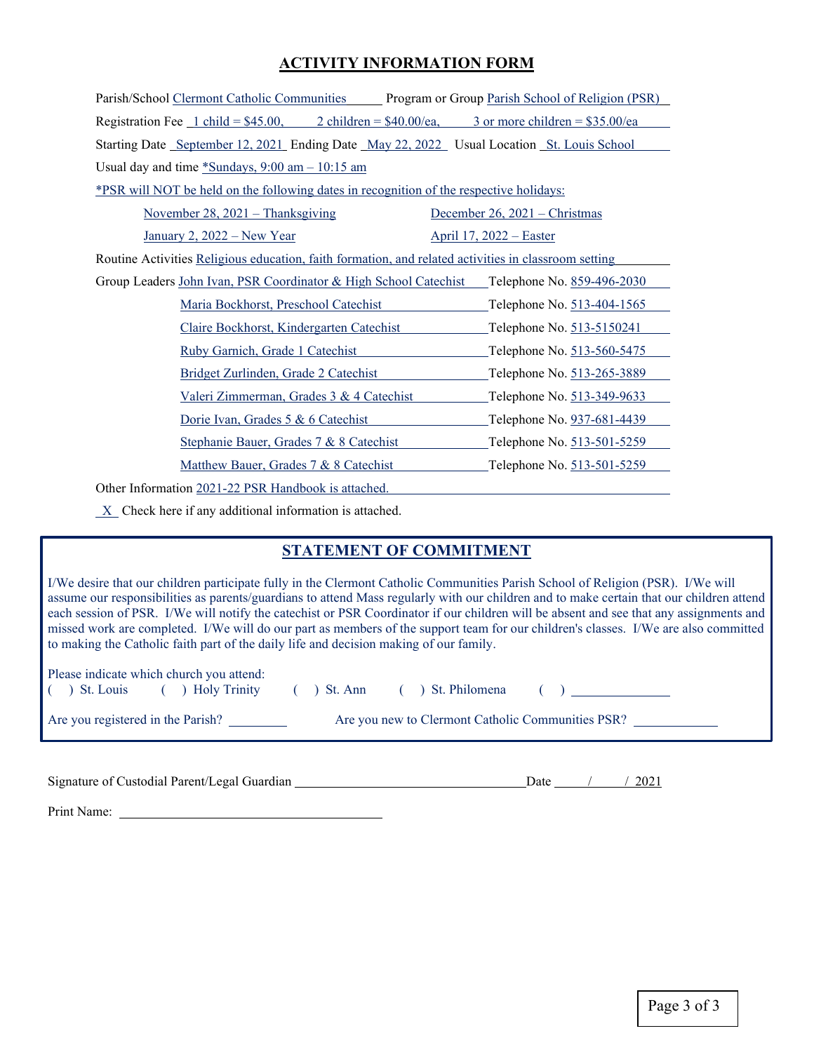# ACTIVITY INFORMATION FORM

Parish/School Clermont Catholic Communities Program or Group Parish School of Religion (PSR)

Registration Fee 1 child = $45.00, 2 children = $40.00/ea, 3 or more children = $35.00/ea

Starting Date September 12, 2021 Ending Date May 22, 2022 Usual Location St. Louis School

Usual day and time *Sundays, 9:00 am – 10:15 am

*PSR will NOT be held on the following dates in recognition of the respective holidays:

- November 28, 2021 – Thanksgiving
- December 26, 2021 – Christmas
- January 2, 2022 – New Year
- April 17, 2022 – Easter

Routine Activities Religious education, faith formation, and related activities in classroom setting

| Group Leaders | Telephone No. |
|---|---|
| John Ivan, PSR Coordinator & High School Catechist | 859-496-2030 |
| Maria Bockhorst, Preschool Catechist | 513-404-1565 |
| Claire Bockhorst, Kindergarten Catechist | 513-5150241 |
| Ruby Garnich, Grade 1 Catechist | 513-560-5475 |
| Bridget Zurlinden, Grade 2 Catechist | 513-265-3889 |
| Valeri Zimmerman, Grades 3 & 4 Catechist | 513-349-9633 |
| Dorie Ivan, Grades 5 & 6 Catechist | 937-681-4439 |
| Stephanie Bauer, Grades 7 & 8 Catechist | 513-501-5259 |
| Matthew Bauer, Grades 7 & 8 Catechist | 513-501-5259 |

Other Information 2021-22 PSR Handbook is attached.

X Check here if any additional information is attached.

## STATEMENT OF COMMITMENT

I/We desire that our children participate fully in the Clermont Catholic Communities Parish School of Religion (PSR). I/We will assume our responsibilities as parents/guardians to attend Mass regularly with our children and to make certain that our children attend each session of PSR. I/We will notify the catechist or PSR Coordinator if our children will be absent and see that any assignments and missed work are completed. I/We will do our part as members of the support team for our children's classes. I/We are also committed to making the Catholic faith part of the daily life and decision making of our family.

Please indicate which church you attend:
( ) St. Louis ( ) Holy Trinity ( ) St. Ann ( ) St. Philomena ( ) ______________

Are you registered in the Parish? ________ Are you new to Clermont Catholic Communities PSR? ____________

Signature of Custodial Parent/Legal Guardian ________________________________ Date ____/____/ 2021

Print Name: ______________________________________